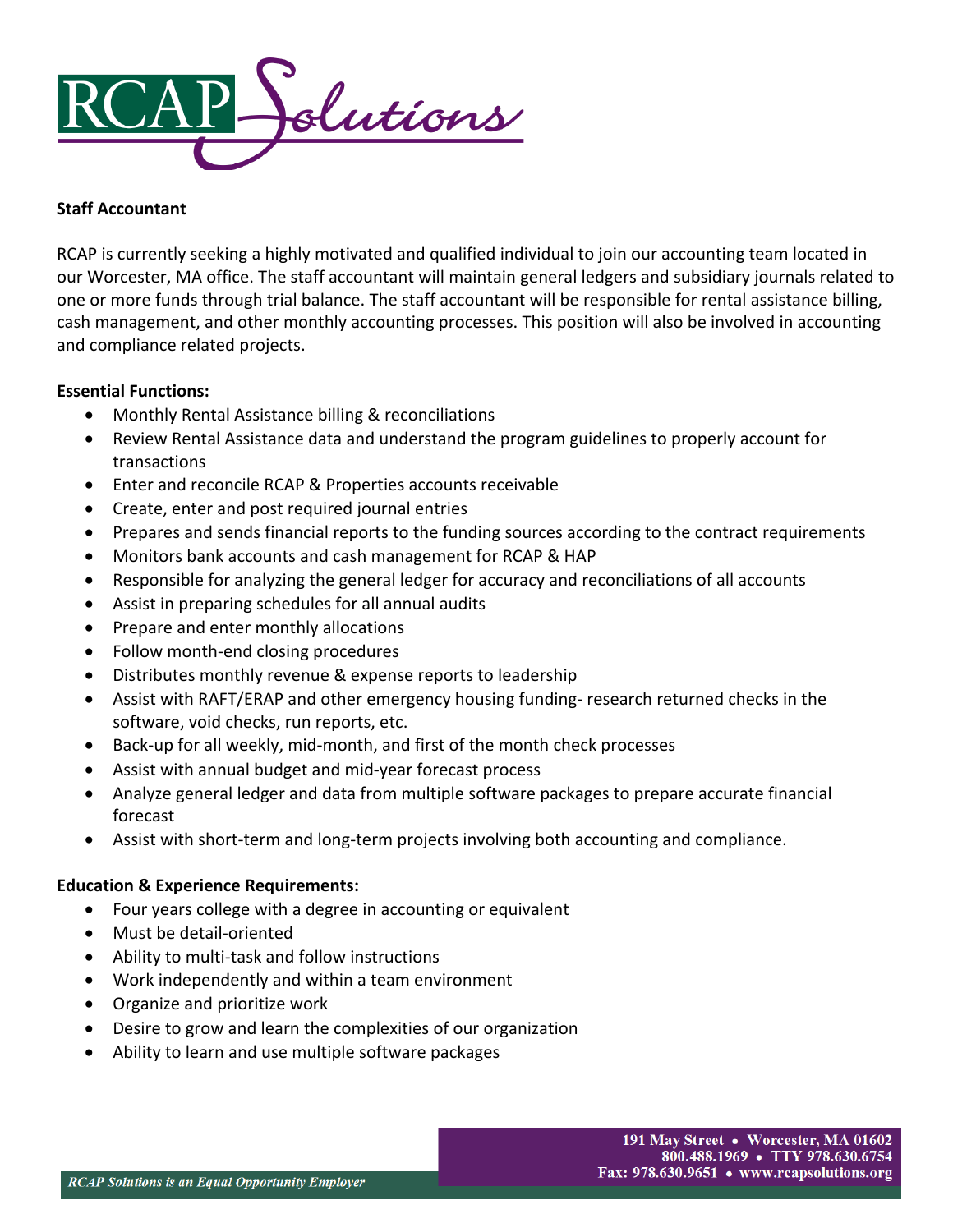# Staff Accountant

RCAP is currently seeking a highly motivated and qualified individual to join our accounting team located in our Worcester, MA office. The staff accountant will maintain general ledgers and subsidiary journals related to one or more funds through trial balance. The staff accountant will be responsible for rental assistance billing, cash management, and other monthly accounting processes. This position will also be involved in accounting and compliance related projects.

**Essential Functions:**

- Monthly Rental Assistance billing & reconciliations
- Review Rental Assistance data and understand the program guidelines to properly account for transactions
- Enter and reconcile RCAP & Properties accounts receivable
- Create, enter and post required journal entries
- Prepares and sends financial reports to the funding sources according to the contract requirements
- Monitors bank accounts and cash management for RCAP & HAP
- Responsible for analyzing the general ledger for accuracy and reconciliations of all accounts
- Assist in preparing schedules for all annual audits
- Prepare and enter monthly allocations
- Follow month-end closing procedures
- Distributes monthly revenue & expense reports to leadership
- Assist with RAFT/ERAP and other emergency housing funding- research returned checks in the software, void checks, run reports, etc.
- Back-up for all weekly, mid-month, and first of the month check processes
- Assist with annual budget and mid-year forecast process
- Analyze general ledger and data from multiple software packages to prepare accurate financial forecast
- Assist with short-term and long-term projects involving both accounting and compliance.

**Education & Experience Requirements:**

- Four years college with a degree in accounting or equivalent
- Must be detail-oriented
- Ability to multi-task and follow instructions
- Work independently and within a team environment
- Organize and prioritize work
- Desire to grow and learn the complexities of our organization
- Ability to learn and use multiple software packages

191 May Street • Worcester, MA 01602
800.488.1969 • TTY 978.630.6754
Fax: 978.630.9651 • www.rcapsolutions.org

*RCAP Solutions is an Equal Opportunity Employer*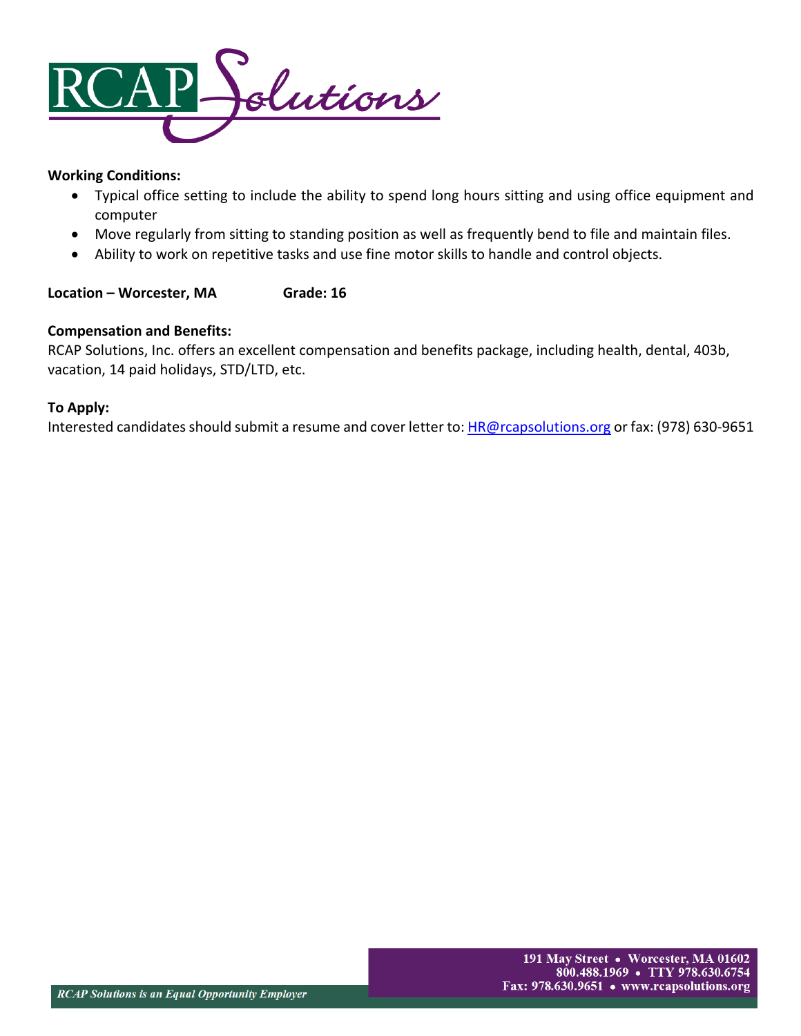**Working Conditions:**

- Typical office setting to include the ability to spend long hours sitting and using office equipment and computer
- Move regularly from sitting to standing position as well as frequently bend to file and maintain files.
- Ability to work on repetitive tasks and use fine motor skills to handle and control objects.

**Location – Worcester, MA** **Grade: 16**

**Compensation and Benefits:**

RCAP Solutions, Inc. offers an excellent compensation and benefits package, including health, dental, 403b, vacation, 14 paid holidays, STD/LTD, etc.

**To Apply:**

Interested candidates should submit a resume and cover letter to: HR@rcapsolutions.org or fax: (978) 630-9651